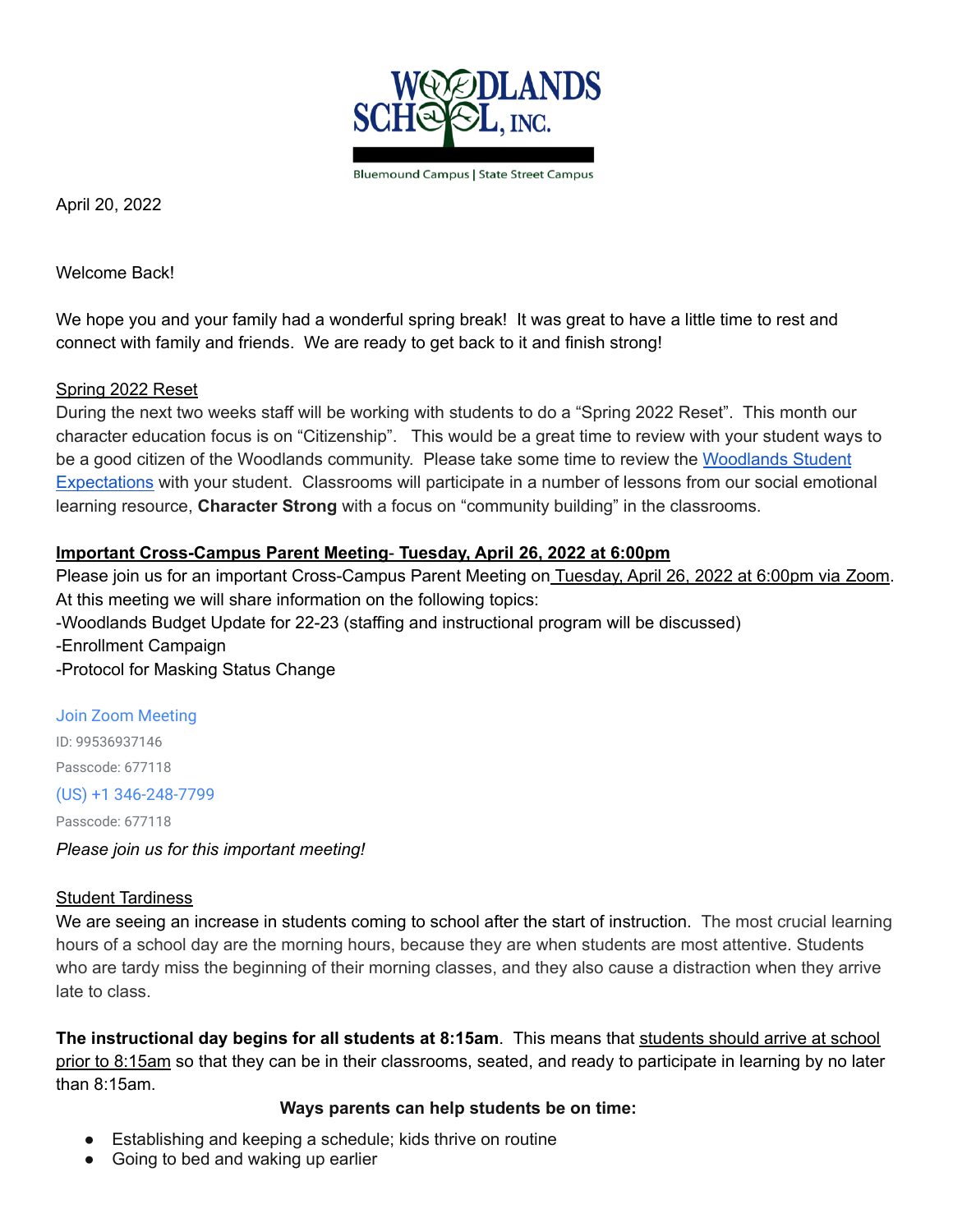Woodlands School, Inc.

Bluemound Campus | State Street Campus

April 20, 2022

Welcome Back!

We hope you and your family had a wonderful spring break! It was great to have a little time to rest and connect with family and friends. We are ready to get back to it and finish strong!

## Spring 2022 Reset

During the next two weeks staff will be working with students to do a "Spring 2022 Reset". This month our character education focus is on "Citizenship". This would be a great time to review with your student ways to be a good citizen of the Woodlands community. Please take some time to review the Woodlands Student Expectations with your student. Classrooms will participate in a number of lessons from our social emotional learning resource, **Character Strong** with a focus on "community building" in the classrooms.

## Important Cross-Campus Parent Meeting- Tuesday, April 26, 2022 at 6:00pm

Please join us for an important Cross-Campus Parent Meeting on Tuesday, April 26, 2022 at 6:00pm via Zoom. At this meeting we will share information on the following topics:

-Woodlands Budget Update for 22-23 (staffing and instructional program will be discussed)
-Enrollment Campaign
-Protocol for Masking Status Change

Join Zoom Meeting
ID: 99536937146
Passcode: 677118
(US) +1 346-248-7799
Passcode: 677118

*Please join us for this important meeting!*

## Student Tardiness

We are seeing an increase in students coming to school after the start of instruction. The most crucial learning hours of a school day are the morning hours, because they are when students are most attentive. Students who are tardy miss the beginning of their morning classes, and they also cause a distraction when they arrive late to class.

**The instructional day begins for all students at 8:15am**. This means that students should arrive at school prior to 8:15am so that they can be in their classrooms, seated, and ready to participate in learning by no later than 8:15am.

**Ways parents can help students be on time:**

- Establishing and keeping a schedule; kids thrive on routine
- Going to bed and waking up earlier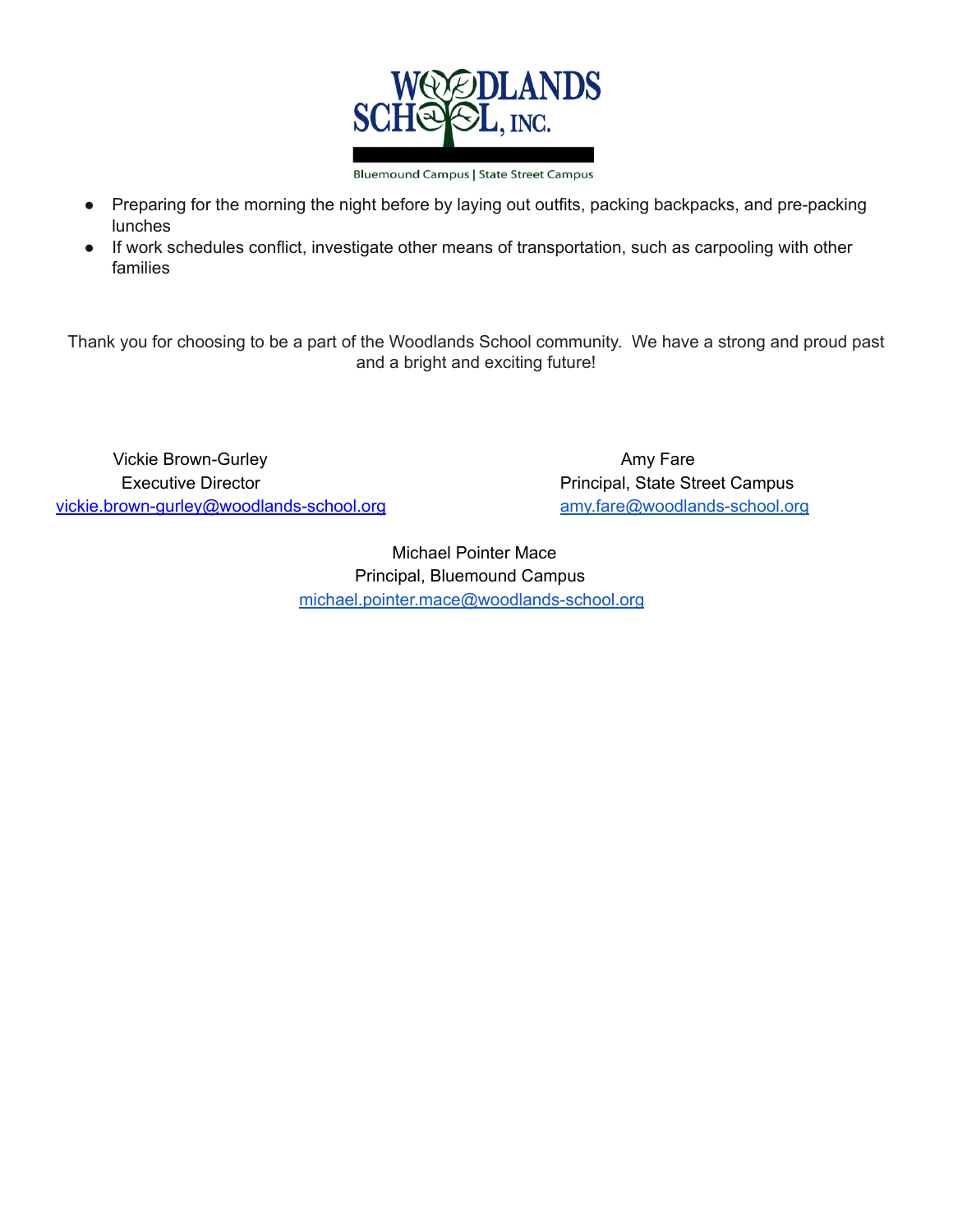- Preparing for the morning the night before by laying out outfits, packing backpacks, and pre-packing lunches
- If work schedules conflict, investigate other means of transportation, such as carpooling with other families

Thank you for choosing to be a part of the Woodlands School community. We have a strong and proud past and a bright and exciting future!

Vickie Brown-Gurley
Executive Director
vickie.brown-gurley@woodlands-school.org

Amy Fare
Principal, State Street Campus
amy.fare@woodlands-school.org

Michael Pointer Mace
Principal, Bluemound Campus
michael.pointer.mace@woodlands-school.org